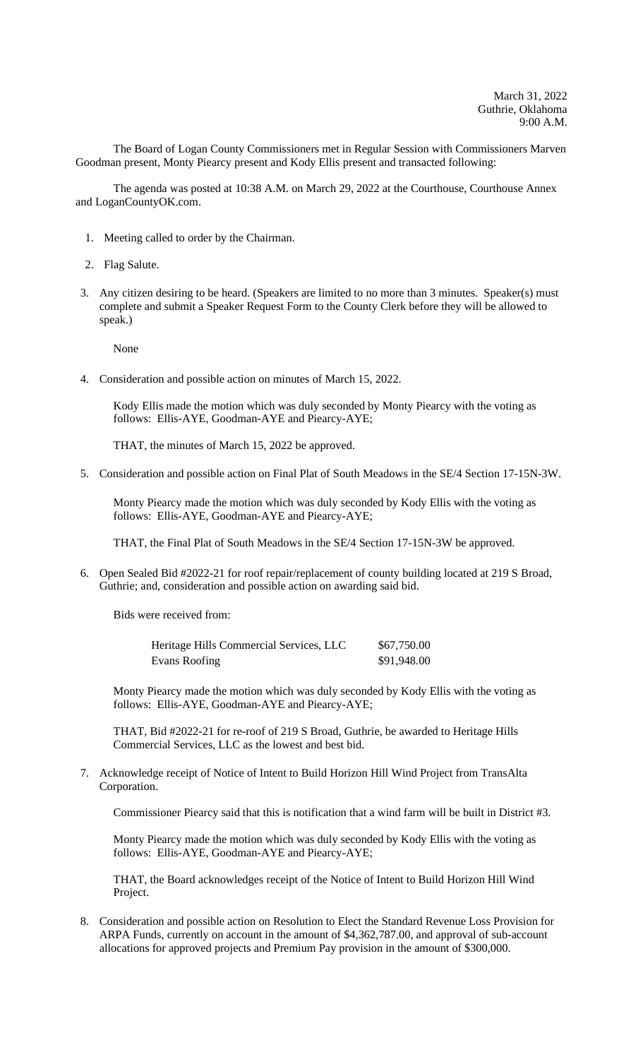March 31, 2022
Guthrie, Oklahoma
9:00 A.M.

The Board of Logan County Commissioners met in Regular Session with Commissioners Marven Goodman present, Monty Piearcy present and Kody Ellis present and transacted following:

The agenda was posted at 10:38 A.M. on March 29, 2022 at the Courthouse, Courthouse Annex and LoganCountyOK.com.

1. Meeting called to order by the Chairman.

2. Flag Salute.

3. Any citizen desiring to be heard. (Speakers are limited to no more than 3 minutes. Speaker(s) must complete and submit a Speaker Request Form to the County Clerk before they will be allowed to speak.)

   None

4. Consideration and possible action on minutes of March 15, 2022.

   Kody Ellis made the motion which was duly seconded by Monty Piearcy with the voting as follows: Ellis-AYE, Goodman-AYE and Piearcy-AYE;

   THAT, the minutes of March 15, 2022 be approved.

5. Consideration and possible action on Final Plat of South Meadows in the SE/4 Section 17-15N-3W.

   Monty Piearcy made the motion which was duly seconded by Kody Ellis with the voting as follows: Ellis-AYE, Goodman-AYE and Piearcy-AYE;

   THAT, the Final Plat of South Meadows in the SE/4 Section 17-15N-3W be approved.

6. Open Sealed Bid #2022-21 for roof repair/replacement of county building located at 219 S Broad, Guthrie; and, consideration and possible action on awarding said bid.

   Bids were received from:

   | | |
   |---|---|
   | Heritage Hills Commercial Services, LLC | $67,750.00 |
   | Evans Roofing | $91,948.00 |

   Monty Piearcy made the motion which was duly seconded by Kody Ellis with the voting as follows: Ellis-AYE, Goodman-AYE and Piearcy-AYE;

   THAT, Bid #2022-21 for re-roof of 219 S Broad, Guthrie, be awarded to Heritage Hills Commercial Services, LLC as the lowest and best bid.

7. Acknowledge receipt of Notice of Intent to Build Horizon Hill Wind Project from TransAlta Corporation.

   Commissioner Piearcy said that this is notification that a wind farm will be built in District #3.

   Monty Piearcy made the motion which was duly seconded by Kody Ellis with the voting as follows: Ellis-AYE, Goodman-AYE and Piearcy-AYE;

   THAT, the Board acknowledges receipt of the Notice of Intent to Build Horizon Hill Wind Project.

8. Consideration and possible action on Resolution to Elect the Standard Revenue Loss Provision for ARPA Funds, currently on account in the amount of $4,362,787.00, and approval of sub-account allocations for approved projects and Premium Pay provision in the amount of $300,000.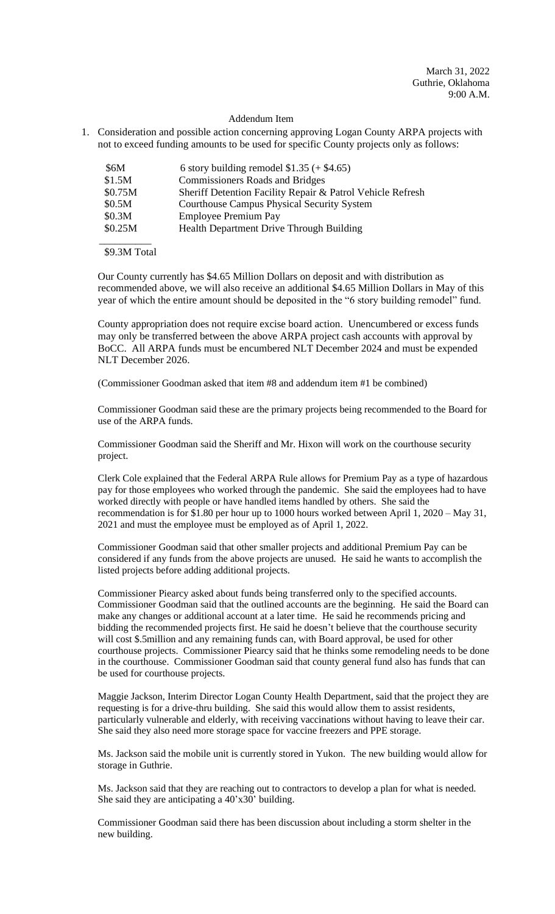March 31, 2022
Guthrie, Oklahoma
9:00 A.M.

Addendum Item

1. Consideration and possible action concerning approving Logan County ARPA projects with not to exceed funding amounts to be used for specific County projects only as follows:

| | |
|---|---|
| $6M | 6 story building remodel $1.35 (+ $4.65) |
| $1.5M | Commissioners Roads and Bridges |
| $0.75M | Sheriff Detention Facility Repair & Patrol Vehicle Refresh |
| $0.5M | Courthouse Campus Physical Security System |
| $0.3M | Employee Premium Pay |
| $0.25M | Health Department Drive Through Building |
| $9.3M Total | |

Our County currently has $4.65 Million Dollars on deposit and with distribution as recommended above, we will also receive an additional $4.65 Million Dollars in May of this year of which the entire amount should be deposited in the "6 story building remodel" fund.

County appropriation does not require excise board action. Unencumbered or excess funds may only be transferred between the above ARPA project cash accounts with approval by BoCC. All ARPA funds must be encumbered NLT December 2024 and must be expended NLT December 2026.

(Commissioner Goodman asked that item #8 and addendum item #1 be combined)

Commissioner Goodman said these are the primary projects being recommended to the Board for use of the ARPA funds.

Commissioner Goodman said the Sheriff and Mr. Hixon will work on the courthouse security project.

Clerk Cole explained that the Federal ARPA Rule allows for Premium Pay as a type of hazardous pay for those employees who worked through the pandemic. She said the employees had to have worked directly with people or have handled items handled by others. She said the recommendation is for $1.80 per hour up to 1000 hours worked between April 1, 2020 – May 31, 2021 and must the employee must be employed as of April 1, 2022.

Commissioner Goodman said that other smaller projects and additional Premium Pay can be considered if any funds from the above projects are unused. He said he wants to accomplish the listed projects before adding additional projects.

Commissioner Piearcy asked about funds being transferred only to the specified accounts. Commissioner Goodman said that the outlined accounts are the beginning. He said the Board can make any changes or additional account at a later time. He said he recommends pricing and bidding the recommended projects first. He said he doesn't believe that the courthouse security will cost $.5million and any remaining funds can, with Board approval, be used for other courthouse projects. Commissioner Piearcy said that he thinks some remodeling needs to be done in the courthouse. Commissioner Goodman said that county general fund also has funds that can be used for courthouse projects.

Maggie Jackson, Interim Director Logan County Health Department, said that the project they are requesting is for a drive-thru building. She said this would allow them to assist residents, particularly vulnerable and elderly, with receiving vaccinations without having to leave their car. She said they also need more storage space for vaccine freezers and PPE storage.

Ms. Jackson said the mobile unit is currently stored in Yukon. The new building would allow for storage in Guthrie.

Ms. Jackson said that they are reaching out to contractors to develop a plan for what is needed. She said they are anticipating a 40'x30' building.

Commissioner Goodman said there has been discussion about including a storm shelter in the new building.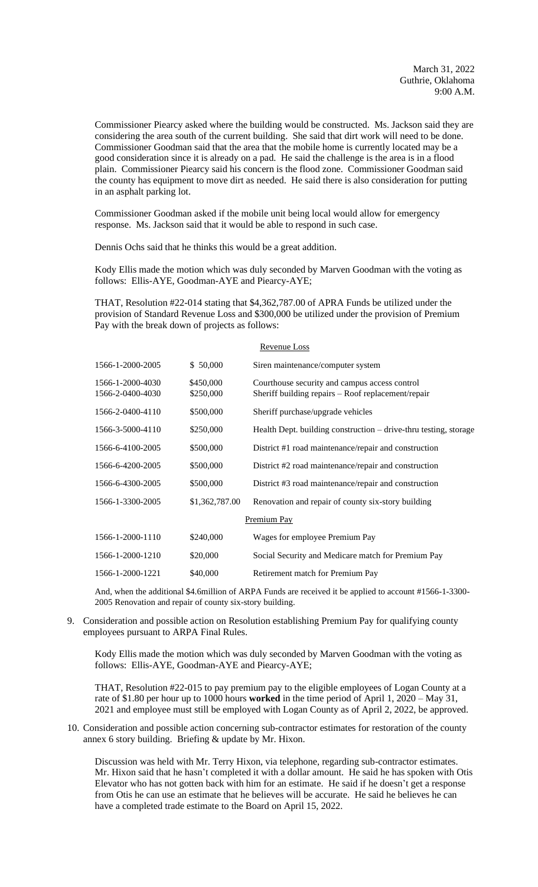March 31, 2022
Guthrie, Oklahoma
9:00 A.M.

Commissioner Piearcy asked where the building would be constructed. Ms. Jackson said they are considering the area south of the current building. She said that dirt work will need to be done. Commissioner Goodman said that the area that the mobile home is currently located may be a good consideration since it is already on a pad. He said the challenge is the area is in a flood plain. Commissioner Piearcy said his concern is the flood zone. Commissioner Goodman said the county has equipment to move dirt as needed. He said there is also consideration for putting in an asphalt parking lot.

Commissioner Goodman asked if the mobile unit being local would allow for emergency response. Ms. Jackson said that it would be able to respond in such case.

Dennis Ochs said that he thinks this would be a great addition.

Kody Ellis made the motion which was duly seconded by Marven Goodman with the voting as follows: Ellis-AYE, Goodman-AYE and Piearcy-AYE;

THAT, Resolution #22-014 stating that $4,362,787.00 of APRA Funds be utilized under the provision of Standard Revenue Loss and $300,000 be utilized under the provision of Premium Pay with the break down of projects as follows:

| | | |
|---|---|---|
| | | Revenue Loss |
| 1566-1-2000-2005 | $ 50,000 | Siren maintenance/computer system |
| 1566-1-2000-4030<br>1566-2-0400-4030 | $450,000<br>$250,000 | Courthouse security and campus access control<br>Sheriff building repairs – Roof replacement/repair |
| 1566-2-0400-4110 | $500,000 | Sheriff purchase/upgrade vehicles |
| 1566-3-5000-4110 | $250,000 | Health Dept. building construction – drive-thru testing, storage |
| 1566-6-4100-2005 | $500,000 | District #1 road maintenance/repair and construction |
| 1566-6-4200-2005 | $500,000 | District #2 road maintenance/repair and construction |
| 1566-6-4300-2005 | $500,000 | District #3 road maintenance/repair and construction |
| 1566-1-3300-2005 | $1,362,787.00 | Renovation and repair of county six-story building |
| | | Premium Pay |
| 1566-1-2000-1110 | $240,000 | Wages for employee Premium Pay |
| 1566-1-2000-1210 | $20,000 | Social Security and Medicare match for Premium Pay |
| 1566-1-2000-1221 | $40,000 | Retirement match for Premium Pay |

And, when the additional $4.6million of ARPA Funds are received it be applied to account #1566-1-3300-2005 Renovation and repair of county six-story building.

9. Consideration and possible action on Resolution establishing Premium Pay for qualifying county employees pursuant to ARPA Final Rules.

   Kody Ellis made the motion which was duly seconded by Marven Goodman with the voting as follows: Ellis-AYE, Goodman-AYE and Piearcy-AYE;

   THAT, Resolution #22-015 to pay premium pay to the eligible employees of Logan County at a rate of $1.80 per hour up to 1000 hours **worked** in the time period of April 1, 2020 – May 31, 2021 and employee must still be employed with Logan County as of April 2, 2022, be approved.

10. Consideration and possible action concerning sub-contractor estimates for restoration of the county annex 6 story building. Briefing & update by Mr. Hixon.

    Discussion was held with Mr. Terry Hixon, via telephone, regarding sub-contractor estimates. Mr. Hixon said that he hasn't completed it with a dollar amount. He said he has spoken with Otis Elevator who has not gotten back with him for an estimate. He said if he doesn't get a response from Otis he can use an estimate that he believes will be accurate. He said he believes he can have a completed trade estimate to the Board on April 15, 2022.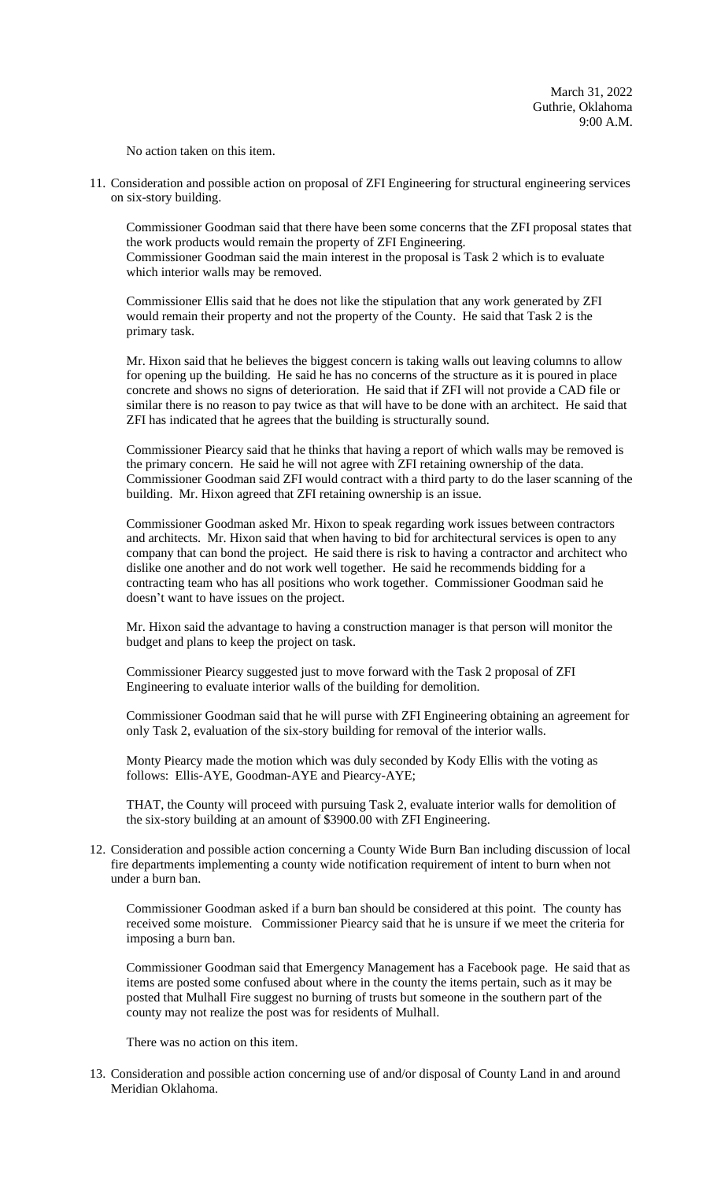March 31, 2022
Guthrie, Oklahoma
9:00 A.M.

No action taken on this item.

11. Consideration and possible action on proposal of ZFI Engineering for structural engineering services on six-story building.

    Commissioner Goodman said that there have been some concerns that the ZFI proposal states that the work products would remain the property of ZFI Engineering.
    Commissioner Goodman said the main interest in the proposal is Task 2 which is to evaluate which interior walls may be removed.

    Commissioner Ellis said that he does not like the stipulation that any work generated by ZFI would remain their property and not the property of the County. He said that Task 2 is the primary task.

    Mr. Hixon said that he believes the biggest concern is taking walls out leaving columns to allow for opening up the building. He said he has no concerns of the structure as it is poured in place concrete and shows no signs of deterioration. He said that if ZFI will not provide a CAD file or similar there is no reason to pay twice as that will have to be done with an architect. He said that ZFI has indicated that he agrees that the building is structurally sound.

    Commissioner Piearcy said that he thinks that having a report of which walls may be removed is the primary concern. He said he will not agree with ZFI retaining ownership of the data. Commissioner Goodman said ZFI would contract with a third party to do the laser scanning of the building. Mr. Hixon agreed that ZFI retaining ownership is an issue.

    Commissioner Goodman asked Mr. Hixon to speak regarding work issues between contractors and architects. Mr. Hixon said that when having to bid for architectural services is open to any company that can bond the project. He said there is risk to having a contractor and architect who dislike one another and do not work well together. He said he recommends bidding for a contracting team who has all positions who work together. Commissioner Goodman said he doesn't want to have issues on the project.

    Mr. Hixon said the advantage to having a construction manager is that person will monitor the budget and plans to keep the project on task.

    Commissioner Piearcy suggested just to move forward with the Task 2 proposal of ZFI Engineering to evaluate interior walls of the building for demolition.

    Commissioner Goodman said that he will purse with ZFI Engineering obtaining an agreement for only Task 2, evaluation of the six-story building for removal of the interior walls.

    Monty Piearcy made the motion which was duly seconded by Kody Ellis with the voting as follows: Ellis-AYE, Goodman-AYE and Piearcy-AYE;

    THAT, the County will proceed with pursuing Task 2, evaluate interior walls for demolition of the six-story building at an amount of $3900.00 with ZFI Engineering.

12. Consideration and possible action concerning a County Wide Burn Ban including discussion of local fire departments implementing a county wide notification requirement of intent to burn when not under a burn ban.

    Commissioner Goodman asked if a burn ban should be considered at this point. The county has received some moisture. Commissioner Piearcy said that he is unsure if we meet the criteria for imposing a burn ban.

    Commissioner Goodman said that Emergency Management has a Facebook page. He said that as items are posted some confused about where in the county the items pertain, such as it may be posted that Mulhall Fire suggest no burning of trusts but someone in the southern part of the county may not realize the post was for residents of Mulhall.

    There was no action on this item.

13. Consideration and possible action concerning use of and/or disposal of County Land in and around Meridian Oklahoma.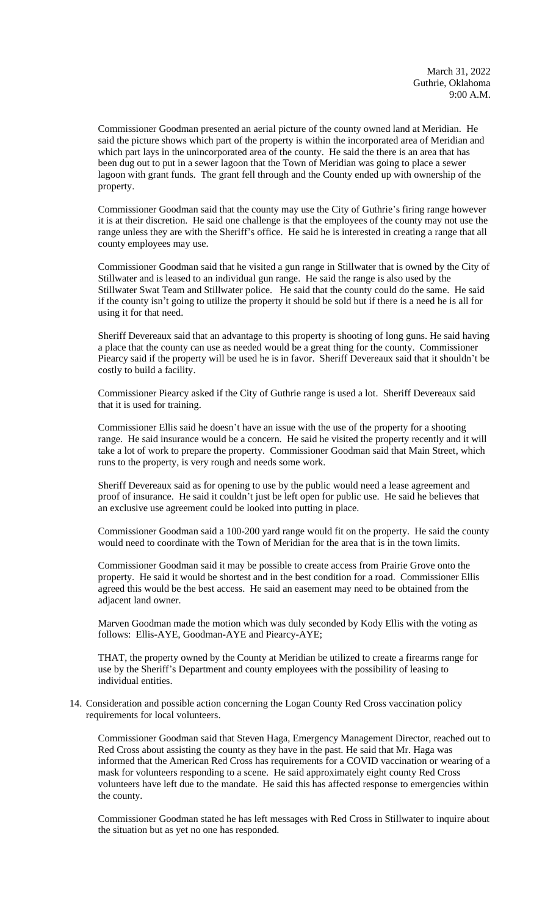March 31, 2022
Guthrie, Oklahoma
9:00 A.M.

Commissioner Goodman presented an aerial picture of the county owned land at Meridian. He said the picture shows which part of the property is within the incorporated area of Meridian and which part lays in the unincorporated area of the county. He said the there is an area that has been dug out to put in a sewer lagoon that the Town of Meridian was going to place a sewer lagoon with grant funds. The grant fell through and the County ended up with ownership of the property.

Commissioner Goodman said that the county may use the City of Guthrie's firing range however it is at their discretion. He said one challenge is that the employees of the county may not use the range unless they are with the Sheriff's office. He said he is interested in creating a range that all county employees may use.

Commissioner Goodman said that he visited a gun range in Stillwater that is owned by the City of Stillwater and is leased to an individual gun range. He said the range is also used by the Stillwater Swat Team and Stillwater police. He said that the county could do the same. He said if the county isn't going to utilize the property it should be sold but if there is a need he is all for using it for that need.

Sheriff Devereaux said that an advantage to this property is shooting of long guns. He said having a place that the county can use as needed would be a great thing for the county. Commissioner Piearcy said if the property will be used he is in favor. Sheriff Devereaux said that it shouldn't be costly to build a facility.

Commissioner Piearcy asked if the City of Guthrie range is used a lot. Sheriff Devereaux said that it is used for training.

Commissioner Ellis said he doesn't have an issue with the use of the property for a shooting range. He said insurance would be a concern. He said he visited the property recently and it will take a lot of work to prepare the property. Commissioner Goodman said that Main Street, which runs to the property, is very rough and needs some work.

Sheriff Devereaux said as for opening to use by the public would need a lease agreement and proof of insurance. He said it couldn't just be left open for public use. He said he believes that an exclusive use agreement could be looked into putting in place.

Commissioner Goodman said a 100-200 yard range would fit on the property. He said the county would need to coordinate with the Town of Meridian for the area that is in the town limits.

Commissioner Goodman said it may be possible to create access from Prairie Grove onto the property. He said it would be shortest and in the best condition for a road. Commissioner Ellis agreed this would be the best access. He said an easement may need to be obtained from the adjacent land owner.

Marven Goodman made the motion which was duly seconded by Kody Ellis with the voting as follows: Ellis-AYE, Goodman-AYE and Piearcy-AYE;

THAT, the property owned by the County at Meridian be utilized to create a firearms range for use by the Sheriff's Department and county employees with the possibility of leasing to individual entities.

14. Consideration and possible action concerning the Logan County Red Cross vaccination policy requirements for local volunteers.

    Commissioner Goodman said that Steven Haga, Emergency Management Director, reached out to Red Cross about assisting the county as they have in the past. He said that Mr. Haga was informed that the American Red Cross has requirements for a COVID vaccination or wearing of a mask for volunteers responding to a scene. He said approximately eight county Red Cross volunteers have left due to the mandate. He said this has affected response to emergencies within the county.

    Commissioner Goodman stated he has left messages with Red Cross in Stillwater to inquire about the situation but as yet no one has responded.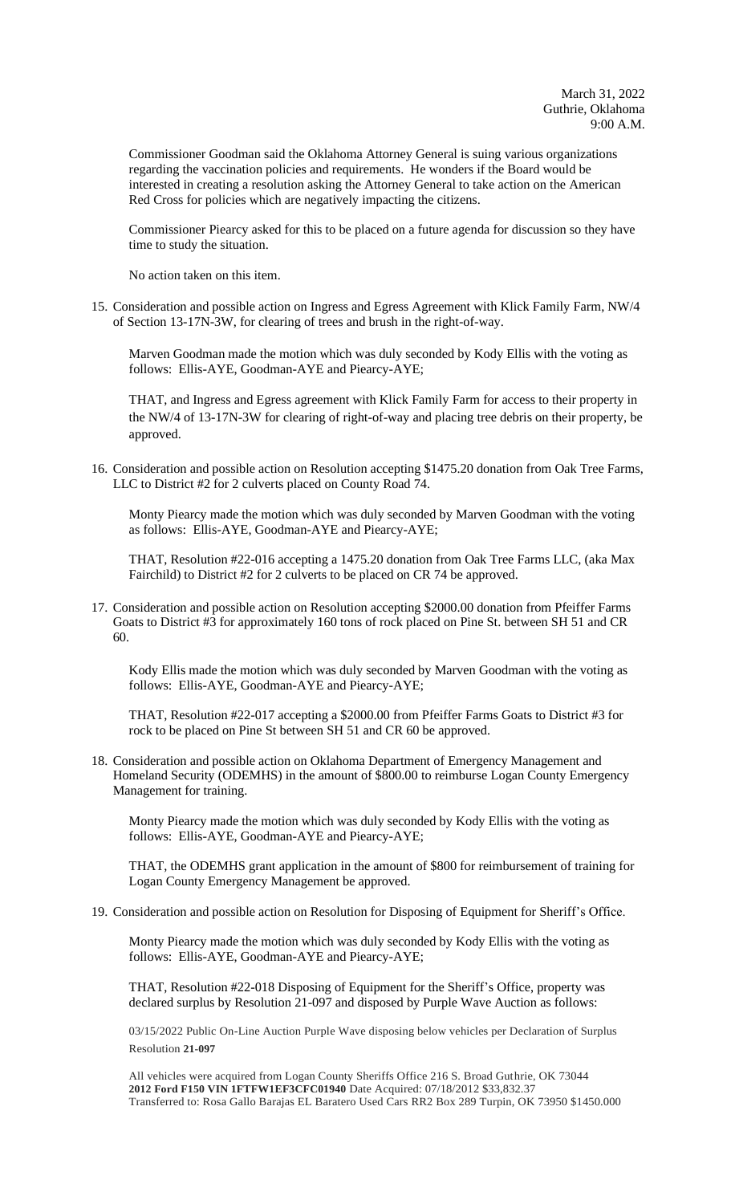March 31, 2022
Guthrie, Oklahoma
9:00 A.M.

Commissioner Goodman said the Oklahoma Attorney General is suing various organizations regarding the vaccination policies and requirements. He wonders if the Board would be interested in creating a resolution asking the Attorney General to take action on the American Red Cross for policies which are negatively impacting the citizens.

Commissioner Piearcy asked for this to be placed on a future agenda for discussion so they have time to study the situation.

No action taken on this item.

15. Consideration and possible action on Ingress and Egress Agreement with Klick Family Farm, NW/4 of Section 13-17N-3W, for clearing of trees and brush in the right-of-way.

    Marven Goodman made the motion which was duly seconded by Kody Ellis with the voting as follows: Ellis-AYE, Goodman-AYE and Piearcy-AYE;

    THAT, and Ingress and Egress agreement with Klick Family Farm for access to their property in the NW/4 of 13-17N-3W for clearing of right-of-way and placing tree debris on their property, be approved.

16. Consideration and possible action on Resolution accepting $1475.20 donation from Oak Tree Farms, LLC to District #2 for 2 culverts placed on County Road 74.

    Monty Piearcy made the motion which was duly seconded by Marven Goodman with the voting as follows: Ellis-AYE, Goodman-AYE and Piearcy-AYE;

    THAT, Resolution #22-016 accepting a 1475.20 donation from Oak Tree Farms LLC, (aka Max Fairchild) to District #2 for 2 culverts to be placed on CR 74 be approved.

17. Consideration and possible action on Resolution accepting $2000.00 donation from Pfeiffer Farms Goats to District #3 for approximately 160 tons of rock placed on Pine St. between SH 51 and CR 60.

    Kody Ellis made the motion which was duly seconded by Marven Goodman with the voting as follows: Ellis-AYE, Goodman-AYE and Piearcy-AYE;

    THAT, Resolution #22-017 accepting a $2000.00 from Pfeiffer Farms Goats to District #3 for rock to be placed on Pine St between SH 51 and CR 60 be approved.

18. Consideration and possible action on Oklahoma Department of Emergency Management and Homeland Security (ODEMHS) in the amount of $800.00 to reimburse Logan County Emergency Management for training.

    Monty Piearcy made the motion which was duly seconded by Kody Ellis with the voting as follows: Ellis-AYE, Goodman-AYE and Piearcy-AYE;

    THAT, the ODEMHS grant application in the amount of $800 for reimbursement of training for Logan County Emergency Management be approved.

19. Consideration and possible action on Resolution for Disposing of Equipment for Sheriff's Office.

    Monty Piearcy made the motion which was duly seconded by Kody Ellis with the voting as follows: Ellis-AYE, Goodman-AYE and Piearcy-AYE;

    THAT, Resolution #22-018 Disposing of Equipment for the Sheriff's Office, property was declared surplus by Resolution 21-097 and disposed by Purple Wave Auction as follows:

    03/15/2022 Public On-Line Auction Purple Wave disposing below vehicles per Declaration of Surplus Resolution **21-097**

    All vehicles were acquired from Logan County Sheriffs Office 216 S. Broad Guthrie, OK 73044
    **2012 Ford F150 VIN 1FTFW1EF3CFC01940** Date Acquired: 07/18/2012 $33,832.37
    Transferred to: Rosa Gallo Barajas EL Baratero Used Cars RR2 Box 289 Turpin, OK 73950 $1450.000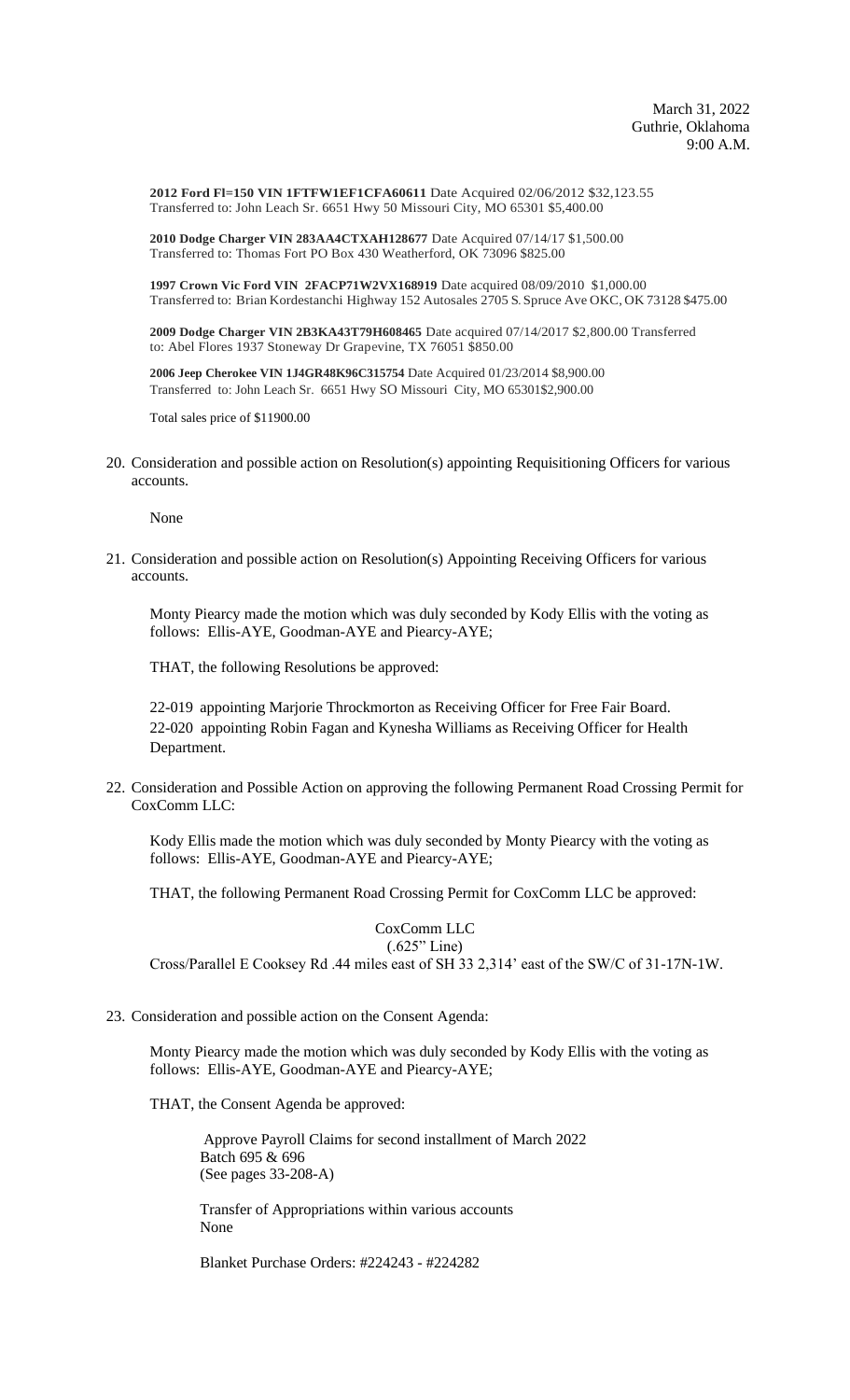March 31, 2022
Guthrie, Oklahoma
9:00 A.M.

**2012 Ford Fl=150 VIN 1FTFW1EF1CFA60611** Date Acquired 02/06/2012 $32,123.55
Transferred to: John Leach Sr. 6651 Hwy 50 Missouri City, MO 65301 $5,400.00

**2010 Dodge Charger VIN 283AA4CTXAH128677** Date Acquired 07/14/17 $1,500.00
Transferred to: Thomas Fort PO Box 430 Weatherford, OK 73096 $825.00

**1997 Crown Vic Ford VIN 2FACP71W2VX168919** Date acquired 08/09/2010 $1,000.00
Transferred to: Brian Kordestanchi Highway 152 Autosales 2705 S. Spruce Ave OKC, OK 73128 $475.00

**2009 Dodge Charger VIN 2B3KA43T79H608465** Date acquired 07/14/2017 $2,800.00 Transferred to: Abel Flores 1937 Stoneway Dr Grapevine, TX 76051 $850.00

**2006 Jeep Cherokee VIN 1J4GR48K96C315754** Date Acquired 01/23/2014 $8,900.00
Transferred to: John Leach Sr. 6651 Hwy SO Missouri City, MO 65301$2,900.00

Total sales price of $11900.00

20. Consideration and possible action on Resolution(s) appointing Requisitioning Officers for various accounts.

    None

21. Consideration and possible action on Resolution(s) Appointing Receiving Officers for various accounts.

    Monty Piearcy made the motion which was duly seconded by Kody Ellis with the voting as follows: Ellis-AYE, Goodman-AYE and Piearcy-AYE;

    THAT, the following Resolutions be approved:

    22-019 appointing Marjorie Throckmorton as Receiving Officer for Free Fair Board.
    22-020 appointing Robin Fagan and Kynesha Williams as Receiving Officer for Health Department.

22. Consideration and Possible Action on approving the following Permanent Road Crossing Permit for CoxComm LLC:

    Kody Ellis made the motion which was duly seconded by Monty Piearcy with the voting as follows: Ellis-AYE, Goodman-AYE and Piearcy-AYE;

    THAT, the following Permanent Road Crossing Permit for CoxComm LLC be approved:

    CoxComm LLC
    (.625" Line)
    Cross/Parallel E Cooksey Rd .44 miles east of SH 33 2,314' east of the SW/C of 31-17N-1W.

23. Consideration and possible action on the Consent Agenda:

    Monty Piearcy made the motion which was duly seconded by Kody Ellis with the voting as follows: Ellis-AYE, Goodman-AYE and Piearcy-AYE;

    THAT, the Consent Agenda be approved:

    Approve Payroll Claims for second installment of March 2022
    Batch 695 & 696
    (See pages 33-208-A)

    Transfer of Appropriations within various accounts
    None

    Blanket Purchase Orders: #224243 - #224282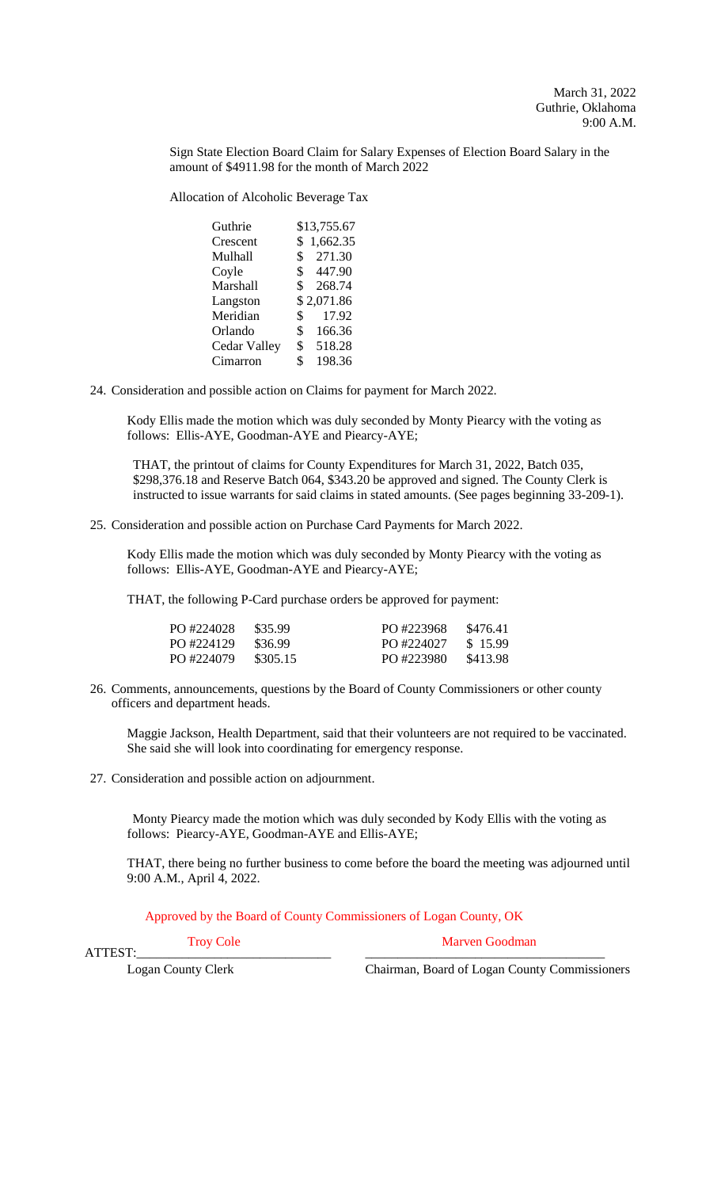March 31, 2022
Guthrie, Oklahoma
9:00 A.M.

Sign State Election Board Claim for Salary Expenses of Election Board Salary in the amount of $4911.98 for the month of March 2022

Allocation of Alcoholic Beverage Tax

| | |
|---|---|
| Guthrie | $13,755.67 |
| Crescent | $ 1,662.35 |
| Mulhall | $ 271.30 |
| Coyle | $ 447.90 |
| Marshall | $ 268.74 |
| Langston | $ 2,071.86 |
| Meridian | $ 17.92 |
| Orlando | $ 166.36 |
| Cedar Valley | $ 518.28 |
| Cimarron | $ 198.36 |

24. Consideration and possible action on Claims for payment for March 2022.

Kody Ellis made the motion which was duly seconded by Monty Piearcy with the voting as follows: Ellis-AYE, Goodman-AYE and Piearcy-AYE;

THAT, the printout of claims for County Expenditures for March 31, 2022, Batch 035, $298,376.18 and Reserve Batch 064, $343.20 be approved and signed. The County Clerk is instructed to issue warrants for said claims in stated amounts. (See pages beginning 33-209-1).

25. Consideration and possible action on Purchase Card Payments for March 2022.

Kody Ellis made the motion which was duly seconded by Monty Piearcy with the voting as follows: Ellis-AYE, Goodman-AYE and Piearcy-AYE;

THAT, the following P-Card purchase orders be approved for payment:

| | | | |
|---|---|---|---|
| PO #224028 | $35.99 | PO #223968 | $476.41 |
| PO #224129 | $36.99 | PO #224027 | $ 15.99 |
| PO #224079 | $305.15 | PO #223980 | $413.98 |

26. Comments, announcements, questions by the Board of County Commissioners or other county officers and department heads.

Maggie Jackson, Health Department, said that their volunteers are not required to be vaccinated. She said she will look into coordinating for emergency response.

27. Consideration and possible action on adjournment.

Monty Piearcy made the motion which was duly seconded by Kody Ellis with the voting as follows: Piearcy-AYE, Goodman-AYE and Ellis-AYE;

THAT, there being no further business to come before the board the meeting was adjourned until 9:00 A.M., April 4, 2022.

Approved by the Board of County Commissioners of Logan County, OK

ATTEST: Troy Cole
Logan County Clerk

Marven Goodman
Chairman, Board of Logan County Commissioners